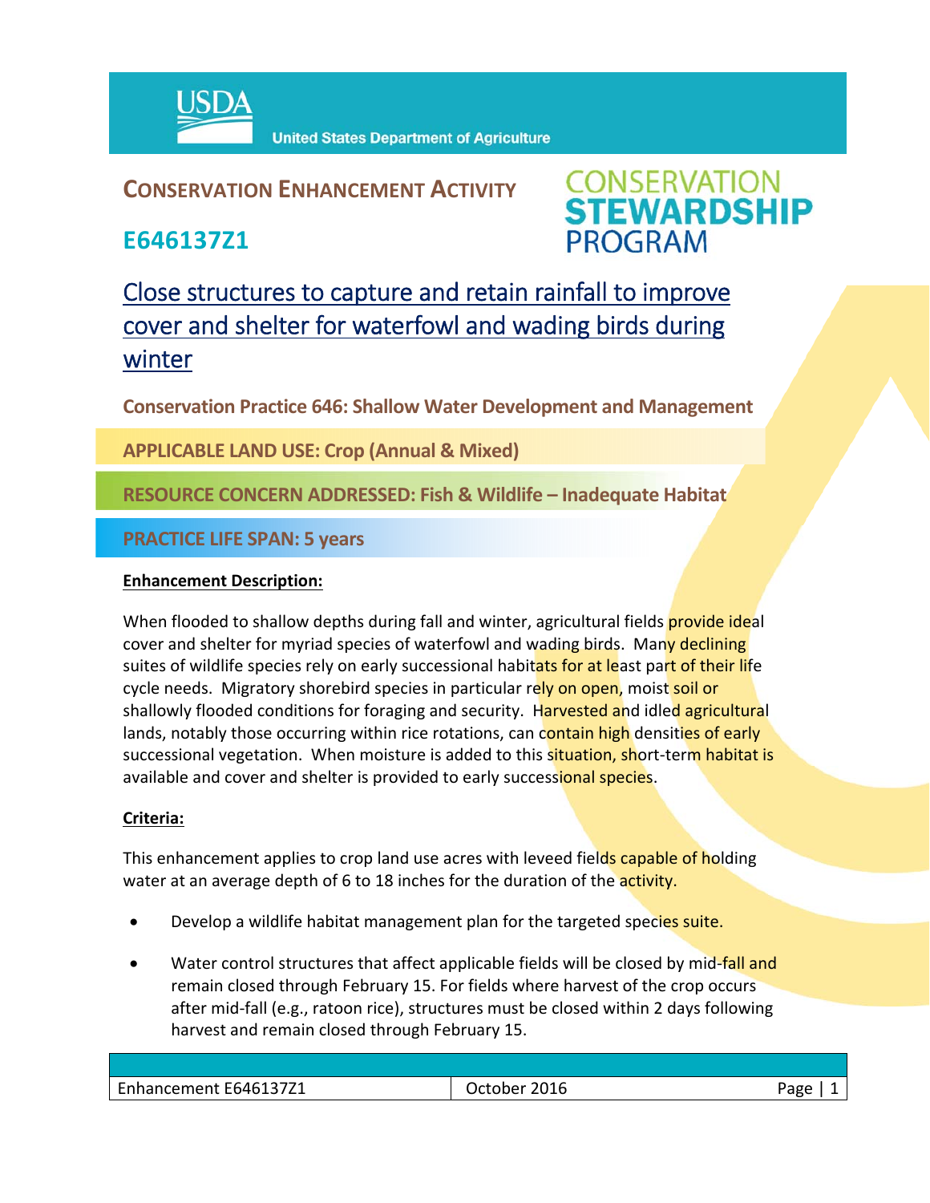United States Department of Agriculture

## CONSERVATION ENHANCEMENT ACTIVITY

## E646137Z1

CONSERVATION STEWARDSHIP PROGRAM

# Close structures to capture and retain rainfall to improve cover and shelter for waterfowl and wading birds during winter

**Conservation Practice 646: Shallow Water Development and Management**

**APPLICABLE LAND USE: Crop (Annual & Mixed)**

**RESOURCE CONCERN ADDRESSED: Fish & Wildlife – Inadequate Habitat**

**PRACTICE LIFE SPAN: 5 years**

**Enhancement Description:**

When flooded to shallow depths during fall and winter, agricultural fields provide ideal cover and shelter for myriad species of waterfowl and wading birds. Many declining suites of wildlife species rely on early successional habitats for at least part of their life cycle needs. Migratory shorebird species in particular rely on open, moist soil or shallowly flooded conditions for foraging and security. Harvested and idled agricultural lands, notably those occurring within rice rotations, can contain high densities of early successional vegetation. When moisture is added to this situation, short-term habitat is available and cover and shelter is provided to early successional species.

**Criteria:**

This enhancement applies to crop land use acres with leveed fields capable of holding water at an average depth of 6 to 18 inches for the duration of the activity.

- Develop a wildlife habitat management plan for the targeted species suite.
- Water control structures that affect applicable fields will be closed by mid-fall and remain closed through February 15. For fields where harvest of the crop occurs after mid-fall (e.g., ratoon rice), structures must be closed within 2 days following harvest and remain closed through February 15.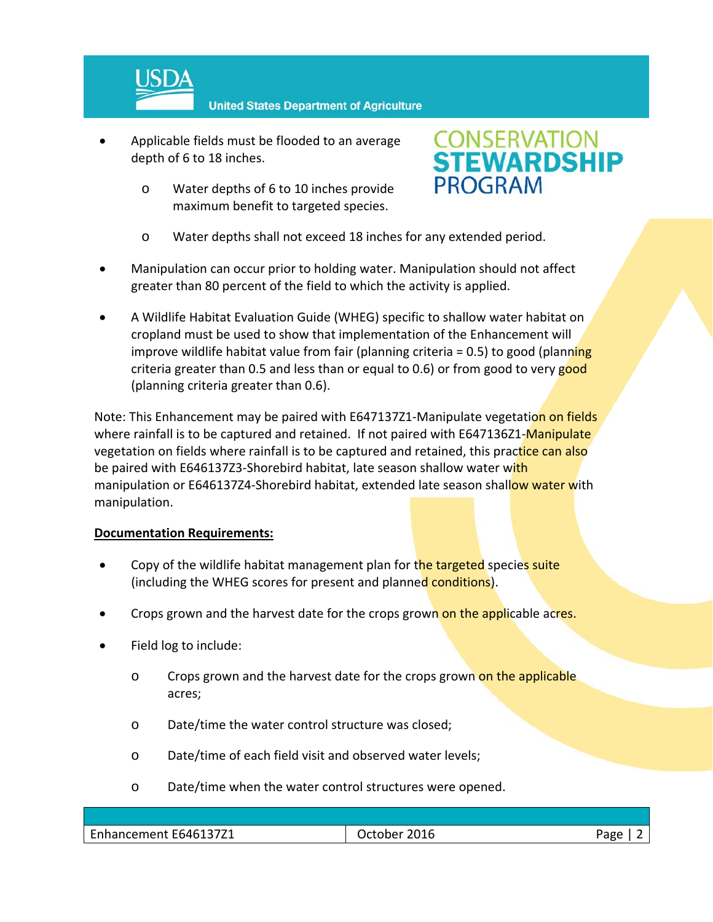- Applicable fields must be flooded to an average depth of 6 to 18 inches.
    - Water depths of 6 to 10 inches provide maximum benefit to targeted species.
    - Water depths shall not exceed 18 inches for any extended period.
- Manipulation can occur prior to holding water. Manipulation should not affect greater than 80 percent of the field to which the activity is applied.
- A Wildlife Habitat Evaluation Guide (WHEG) specific to shallow water habitat on cropland must be used to show that implementation of the Enhancement will improve wildlife habitat value from fair (planning criteria = 0.5) to good (planning criteria greater than 0.5 and less than or equal to 0.6) or from good to very good (planning criteria greater than 0.6).

Note: This Enhancement may be paired with E647137Z1-Manipulate vegetation on fields where rainfall is to be captured and retained. If not paired with E647136Z1-Manipulate vegetation on fields where rainfall is to be captured and retained, this practice can also be paired with E646137Z3-Shorebird habitat, late season shallow water with manipulation or E646137Z4-Shorebird habitat, extended late season shallow water with manipulation.

**Documentation Requirements:**

- Copy of the wildlife habitat management plan for the targeted species suite (including the WHEG scores for present and planned conditions).
- Crops grown and the harvest date for the crops grown on the applicable acres.
- Field log to include:
    - Crops grown and the harvest date for the crops grown on the applicable acres;
    - Date/time the water control structure was closed;
    - Date/time of each field visit and observed water levels;
    - Date/time when the water control structures were opened.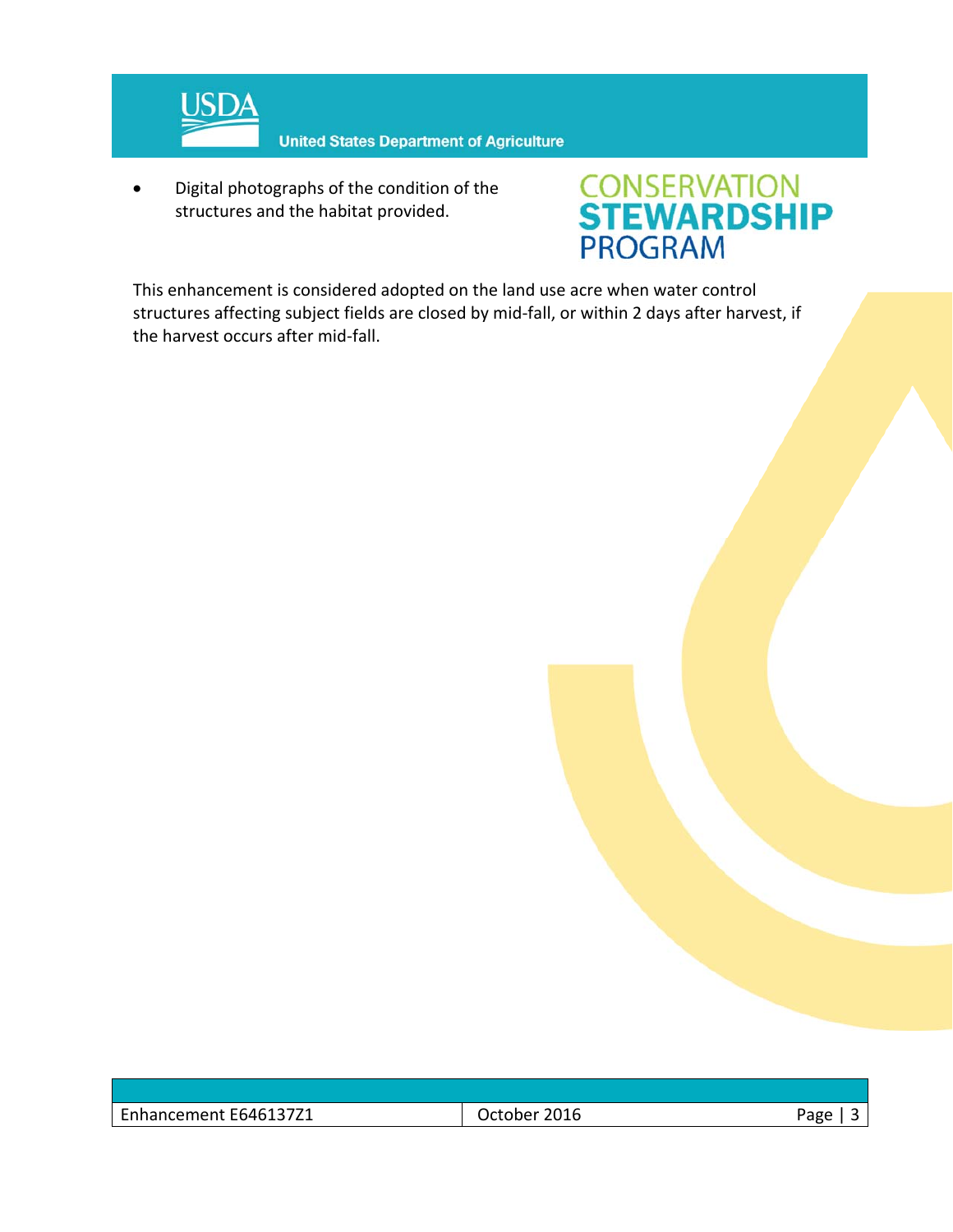- Digital photographs of the condition of the structures and the habitat provided.

This enhancement is considered adopted on the land use acre when water control structures affecting subject fields are closed by mid-fall, or within 2 days after harvest, if the harvest occurs after mid-fall.